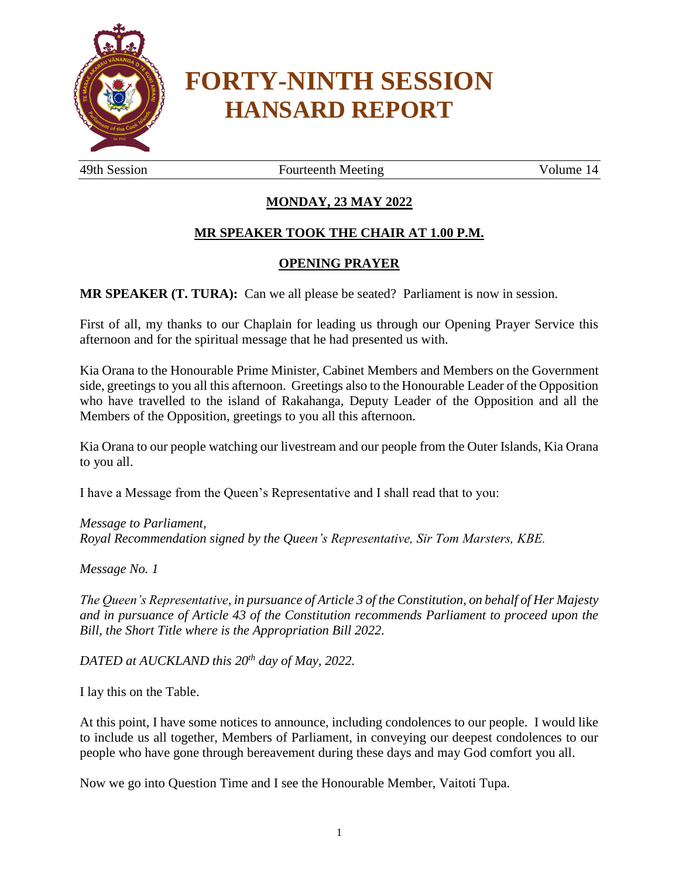# FORTY-NINTH SESSION HANSARD REPORT

49th Session | Fourteenth Meeting | Volume 14

## MONDAY, 23 MAY 2022

## MR SPEAKER TOOK THE CHAIR AT 1.00 P.M.

## OPENING PRAYER

**MR SPEAKER (T. TURA):** Can we all please be seated? Parliament is now in session.

First of all, my thanks to our Chaplain for leading us through our Opening Prayer Service this afternoon and for the spiritual message that he had presented us with.

Kia Orana to the Honourable Prime Minister, Cabinet Members and Members on the Government side, greetings to you all this afternoon. Greetings also to the Honourable Leader of the Opposition who have travelled to the island of Rakahanga, Deputy Leader of the Opposition and all the Members of the Opposition, greetings to you all this afternoon.

Kia Orana to our people watching our livestream and our people from the Outer Islands, Kia Orana to you all.

I have a Message from the Queen's Representative and I shall read that to you:

*Message to Parliament,*
*Royal Recommendation signed by the Queen's Representative, Sir Tom Marsters, KBE.*

*Message No. 1*

*The Queen's Representative, in pursuance of Article 3 of the Constitution, on behalf of Her Majesty and in pursuance of Article 43 of the Constitution recommends Parliament to proceed upon the Bill, the Short Title where is the Appropriation Bill 2022.*

*DATED at AUCKLAND this 20th day of May, 2022.*

I lay this on the Table.

At this point, I have some notices to announce, including condolences to our people. I would like to include us all together, Members of Parliament, in conveying our deepest condolences to our people who have gone through bereavement during these days and may God comfort you all.

Now we go into Question Time and I see the Honourable Member, Vaitoti Tupa.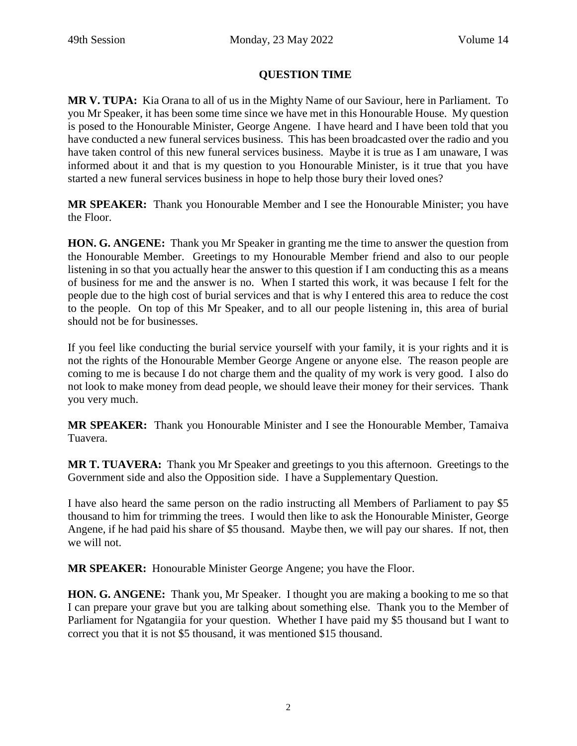## QUESTION TIME

**MR V. TUPA:** Kia Orana to all of us in the Mighty Name of our Saviour, here in Parliament. To you Mr Speaker, it has been some time since we have met in this Honourable House. My question is posed to the Honourable Minister, George Angene. I have heard and I have been told that you have conducted a new funeral services business. This has been broadcasted over the radio and you have taken control of this new funeral services business. Maybe it is true as I am unaware, I was informed about it and that is my question to you Honourable Minister, is it true that you have started a new funeral services business in hope to help those bury their loved ones?

**MR SPEAKER:** Thank you Honourable Member and I see the Honourable Minister; you have the Floor.

**HON. G. ANGENE:** Thank you Mr Speaker in granting me the time to answer the question from the Honourable Member. Greetings to my Honourable Member friend and also to our people listening in so that you actually hear the answer to this question if I am conducting this as a means of business for me and the answer is no. When I started this work, it was because I felt for the people due to the high cost of burial services and that is why I entered this area to reduce the cost to the people. On top of this Mr Speaker, and to all our people listening in, this area of burial should not be for businesses.

If you feel like conducting the burial service yourself with your family, it is your rights and it is not the rights of the Honourable Member George Angene or anyone else. The reason people are coming to me is because I do not charge them and the quality of my work is very good. I also do not look to make money from dead people, we should leave their money for their services. Thank you very much.

**MR SPEAKER:** Thank you Honourable Minister and I see the Honourable Member, Tamaiva Tuavera.

**MR T. TUAVERA:** Thank you Mr Speaker and greetings to you this afternoon. Greetings to the Government side and also the Opposition side. I have a Supplementary Question.

I have also heard the same person on the radio instructing all Members of Parliament to pay $5 thousand to him for trimming the trees. I would then like to ask the Honourable Minister, George Angene, if he had paid his share of $5 thousand. Maybe then, we will pay our shares. If not, then we will not.

**MR SPEAKER:** Honourable Minister George Angene; you have the Floor.

**HON. G. ANGENE:** Thank you, Mr Speaker. I thought you are making a booking to me so that I can prepare your grave but you are talking about something else. Thank you to the Member of Parliament for Ngatangiia for your question. Whether I have paid my $5 thousand but I want to correct you that it is not $5 thousand, it was mentioned $15 thousand.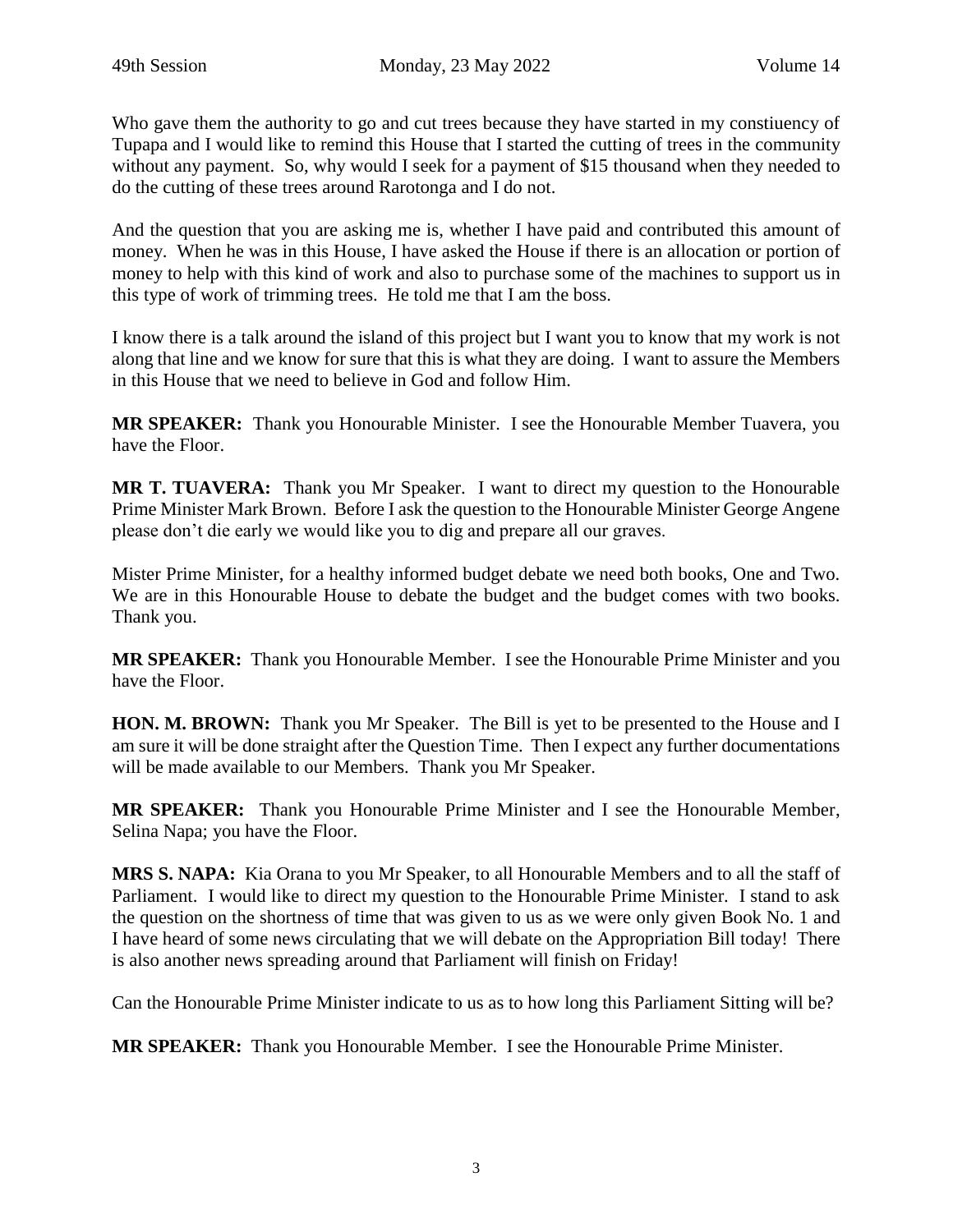Who gave them the authority to go and cut trees because they have started in my constiuency of Tupapa and I would like to remind this House that I started the cutting of trees in the community without any payment. So, why would I seek for a payment of $15 thousand when they needed to do the cutting of these trees around Rarotonga and I do not.

And the question that you are asking me is, whether I have paid and contributed this amount of money. When he was in this House, I have asked the House if there is an allocation or portion of money to help with this kind of work and also to purchase some of the machines to support us in this type of work of trimming trees. He told me that I am the boss.

I know there is a talk around the island of this project but I want you to know that my work is not along that line and we know for sure that this is what they are doing. I want to assure the Members in this House that we need to believe in God and follow Him.

**MR SPEAKER:** Thank you Honourable Minister. I see the Honourable Member Tuavera, you have the Floor.

**MR T. TUAVERA:** Thank you Mr Speaker. I want to direct my question to the Honourable Prime Minister Mark Brown. Before I ask the question to the Honourable Minister George Angene please don't die early we would like you to dig and prepare all our graves.

Mister Prime Minister, for a healthy informed budget debate we need both books, One and Two. We are in this Honourable House to debate the budget and the budget comes with two books. Thank you.

**MR SPEAKER:** Thank you Honourable Member. I see the Honourable Prime Minister and you have the Floor.

**HON. M. BROWN:** Thank you Mr Speaker. The Bill is yet to be presented to the House and I am sure it will be done straight after the Question Time. Then I expect any further documentations will be made available to our Members. Thank you Mr Speaker.

**MR SPEAKER:** Thank you Honourable Prime Minister and I see the Honourable Member, Selina Napa; you have the Floor.

**MRS S. NAPA:** Kia Orana to you Mr Speaker, to all Honourable Members and to all the staff of Parliament. I would like to direct my question to the Honourable Prime Minister. I stand to ask the question on the shortness of time that was given to us as we were only given Book No. 1 and I have heard of some news circulating that we will debate on the Appropriation Bill today! There is also another news spreading around that Parliament will finish on Friday!

Can the Honourable Prime Minister indicate to us as to how long this Parliament Sitting will be?

**MR SPEAKER:** Thank you Honourable Member. I see the Honourable Prime Minister.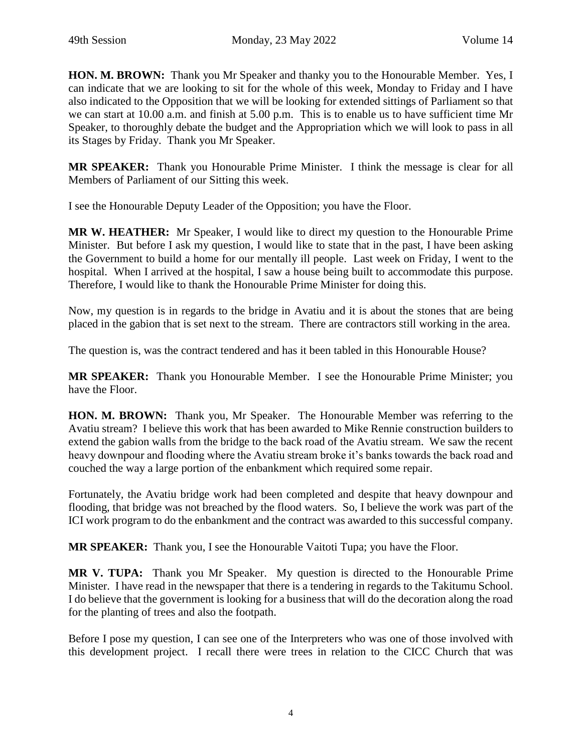**HON. M. BROWN:** Thank you Mr Speaker and thanky you to the Honourable Member. Yes, I can indicate that we are looking to sit for the whole of this week, Monday to Friday and I have also indicated to the Opposition that we will be looking for extended sittings of Parliament so that we can start at 10.00 a.m. and finish at 5.00 p.m. This is to enable us to have sufficient time Mr Speaker, to thoroughly debate the budget and the Appropriation which we will look to pass in all its Stages by Friday. Thank you Mr Speaker.

**MR SPEAKER:** Thank you Honourable Prime Minister. I think the message is clear for all Members of Parliament of our Sitting this week.

I see the Honourable Deputy Leader of the Opposition; you have the Floor.

**MR W. HEATHER:** Mr Speaker, I would like to direct my question to the Honourable Prime Minister. But before I ask my question, I would like to state that in the past, I have been asking the Government to build a home for our mentally ill people. Last week on Friday, I went to the hospital. When I arrived at the hospital, I saw a house being built to accommodate this purpose. Therefore, I would like to thank the Honourable Prime Minister for doing this.

Now, my question is in regards to the bridge in Avatiu and it is about the stones that are being placed in the gabion that is set next to the stream. There are contractors still working in the area.

The question is, was the contract tendered and has it been tabled in this Honourable House?

**MR SPEAKER:** Thank you Honourable Member. I see the Honourable Prime Minister; you have the Floor.

**HON. M. BROWN:** Thank you, Mr Speaker. The Honourable Member was referring to the Avatiu stream? I believe this work that has been awarded to Mike Rennie construction builders to extend the gabion walls from the bridge to the back road of the Avatiu stream. We saw the recent heavy downpour and flooding where the Avatiu stream broke it's banks towards the back road and couched the way a large portion of the enbankment which required some repair.

Fortunately, the Avatiu bridge work had been completed and despite that heavy downpour and flooding, that bridge was not breached by the flood waters. So, I believe the work was part of the ICI work program to do the enbankment and the contract was awarded to this successful company.

**MR SPEAKER:** Thank you, I see the Honourable Vaitoti Tupa; you have the Floor.

**MR V. TUPA:** Thank you Mr Speaker. My question is directed to the Honourable Prime Minister. I have read in the newspaper that there is a tendering in regards to the Takitumu School. I do believe that the government is looking for a business that will do the decoration along the road for the planting of trees and also the footpath.

Before I pose my question, I can see one of the Interpreters who was one of those involved with this development project. I recall there were trees in relation to the CICC Church that was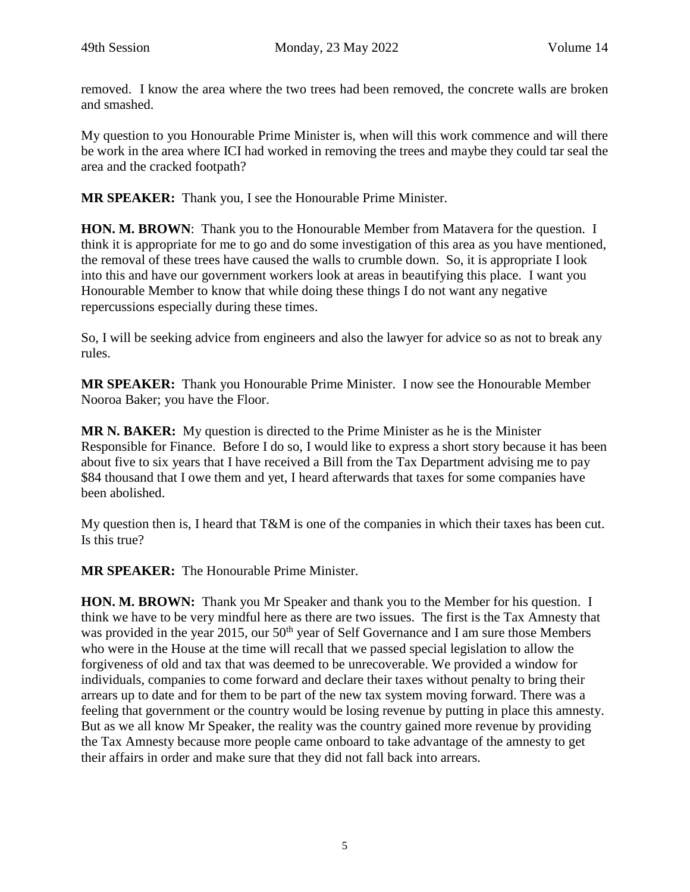removed. I know the area where the two trees had been removed, the concrete walls are broken and smashed.

My question to you Honourable Prime Minister is, when will this work commence and will there be work in the area where ICI had worked in removing the trees and maybe they could tar seal the area and the cracked footpath?

**MR SPEAKER:** Thank you, I see the Honourable Prime Minister.

**HON. M. BROWN**: Thank you to the Honourable Member from Matavera for the question. I think it is appropriate for me to go and do some investigation of this area as you have mentioned, the removal of these trees have caused the walls to crumble down. So, it is appropriate I look into this and have our government workers look at areas in beautifying this place. I want you Honourable Member to know that while doing these things I do not want any negative repercussions especially during these times.

So, I will be seeking advice from engineers and also the lawyer for advice so as not to break any rules.

**MR SPEAKER:** Thank you Honourable Prime Minister. I now see the Honourable Member Nooroa Baker; you have the Floor.

**MR N. BAKER:** My question is directed to the Prime Minister as he is the Minister Responsible for Finance. Before I do so, I would like to express a short story because it has been about five to six years that I have received a Bill from the Tax Department advising me to pay $84 thousand that I owe them and yet, I heard afterwards that taxes for some companies have been abolished.

My question then is, I heard that T&M is one of the companies in which their taxes has been cut. Is this true?

**MR SPEAKER:** The Honourable Prime Minister.

**HON. M. BROWN:** Thank you Mr Speaker and thank you to the Member for his question. I think we have to be very mindful here as there are two issues. The first is the Tax Amnesty that was provided in the year 2015, our 50th year of Self Governance and I am sure those Members who were in the House at the time will recall that we passed special legislation to allow the forgiveness of old and tax that was deemed to be unrecoverable. We provided a window for individuals, companies to come forward and declare their taxes without penalty to bring their arrears up to date and for them to be part of the new tax system moving forward. There was a feeling that government or the country would be losing revenue by putting in place this amnesty. But as we all know Mr Speaker, the reality was the country gained more revenue by providing the Tax Amnesty because more people came onboard to take advantage of the amnesty to get their affairs in order and make sure that they did not fall back into arrears.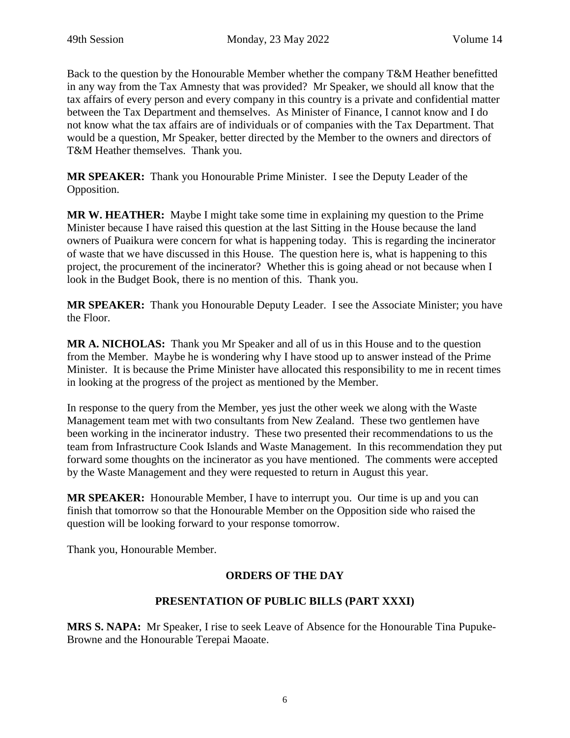Back to the question by the Honourable Member whether the company T&M Heather benefitted in any way from the Tax Amnesty that was provided? Mr Speaker, we should all know that the tax affairs of every person and every company in this country is a private and confidential matter between the Tax Department and themselves. As Minister of Finance, I cannot know and I do not know what the tax affairs are of individuals or of companies with the Tax Department. That would be a question, Mr Speaker, better directed by the Member to the owners and directors of T&M Heather themselves. Thank you.

**MR SPEAKER:** Thank you Honourable Prime Minister. I see the Deputy Leader of the Opposition.

**MR W. HEATHER:** Maybe I might take some time in explaining my question to the Prime Minister because I have raised this question at the last Sitting in the House because the land owners of Puaikura were concern for what is happening today. This is regarding the incinerator of waste that we have discussed in this House. The question here is, what is happening to this project, the procurement of the incinerator? Whether this is going ahead or not because when I look in the Budget Book, there is no mention of this. Thank you.

**MR SPEAKER:** Thank you Honourable Deputy Leader. I see the Associate Minister; you have the Floor.

**MR A. NICHOLAS:** Thank you Mr Speaker and all of us in this House and to the question from the Member. Maybe he is wondering why I have stood up to answer instead of the Prime Minister. It is because the Prime Minister have allocated this responsibility to me in recent times in looking at the progress of the project as mentioned by the Member.

In response to the query from the Member, yes just the other week we along with the Waste Management team met with two consultants from New Zealand. These two gentlemen have been working in the incinerator industry. These two presented their recommendations to us the team from Infrastructure Cook Islands and Waste Management. In this recommendation they put forward some thoughts on the incinerator as you have mentioned. The comments were accepted by the Waste Management and they were requested to return in August this year.

**MR SPEAKER:** Honourable Member, I have to interrupt you. Our time is up and you can finish that tomorrow so that the Honourable Member on the Opposition side who raised the question will be looking forward to your response tomorrow.

Thank you, Honourable Member.

## ORDERS OF THE DAY

## PRESENTATION OF PUBLIC BILLS (PART XXXI)

**MRS S. NAPA:** Mr Speaker, I rise to seek Leave of Absence for the Honourable Tina Pupuke-Browne and the Honourable Terepai Maoate.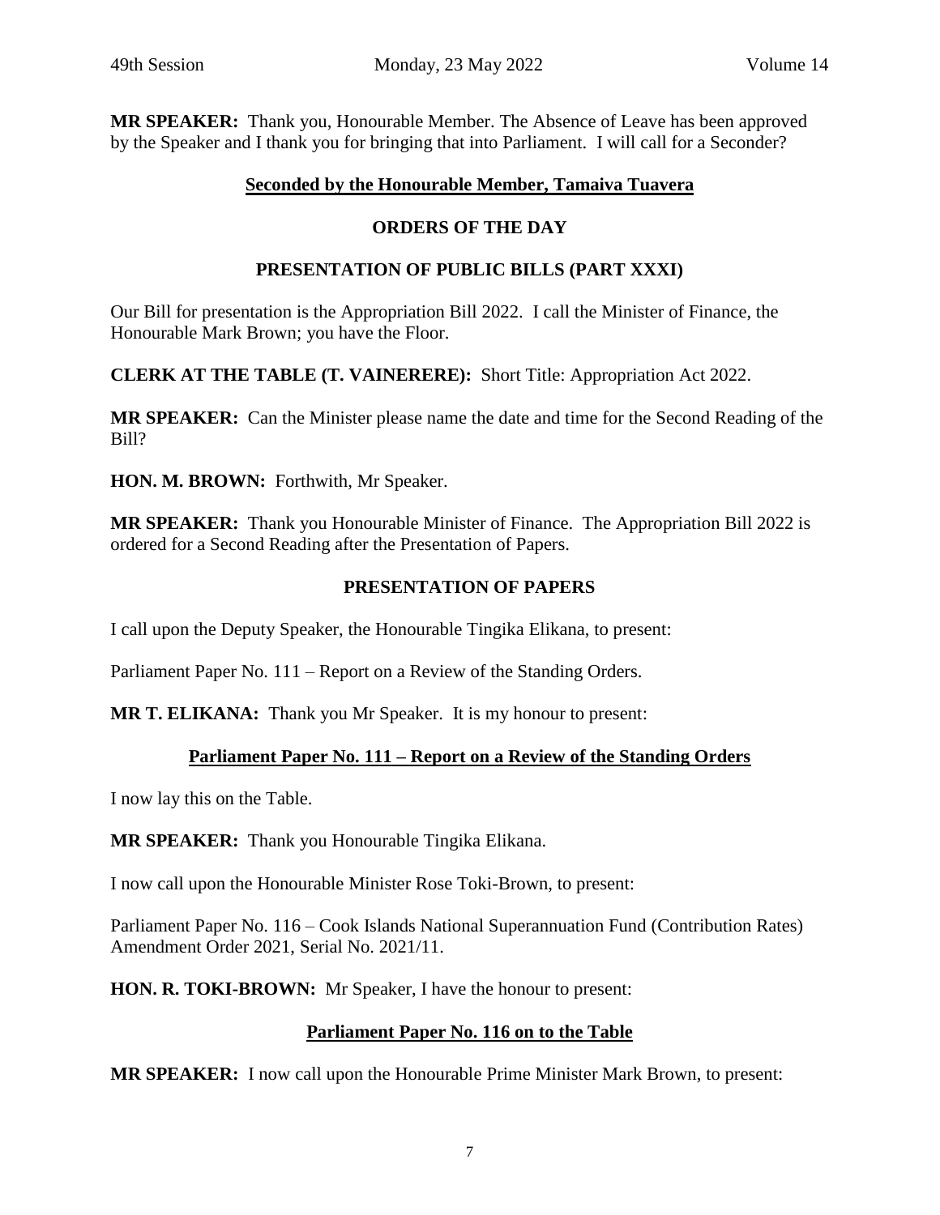**MR SPEAKER:** Thank you, Honourable Member. The Absence of Leave has been approved by the Speaker and I thank you for bringing that into Parliament. I will call for a Seconder?

**Seconded by the Honourable Member, Tamaiva Tuavera**

## ORDERS OF THE DAY

## PRESENTATION OF PUBLIC BILLS (PART XXXI)

Our Bill for presentation is the Appropriation Bill 2022. I call the Minister of Finance, the Honourable Mark Brown; you have the Floor.

**CLERK AT THE TABLE (T. VAINERERE):** Short Title: Appropriation Act 2022.

**MR SPEAKER:** Can the Minister please name the date and time for the Second Reading of the Bill?

**HON. M. BROWN:** Forthwith, Mr Speaker.

**MR SPEAKER:** Thank you Honourable Minister of Finance. The Appropriation Bill 2022 is ordered for a Second Reading after the Presentation of Papers.

## PRESENTATION OF PAPERS

I call upon the Deputy Speaker, the Honourable Tingika Elikana, to present:

Parliament Paper No. 111 – Report on a Review of the Standing Orders.

**MR T. ELIKANA:** Thank you Mr Speaker. It is my honour to present:

**Parliament Paper No. 111 – Report on a Review of the Standing Orders**

I now lay this on the Table.

**MR SPEAKER:** Thank you Honourable Tingika Elikana.

I now call upon the Honourable Minister Rose Toki-Brown, to present:

Parliament Paper No. 116 – Cook Islands National Superannuation Fund (Contribution Rates) Amendment Order 2021, Serial No. 2021/11.

**HON. R. TOKI-BROWN:** Mr Speaker, I have the honour to present:

**Parliament Paper No. 116 on to the Table**

**MR SPEAKER:** I now call upon the Honourable Prime Minister Mark Brown, to present: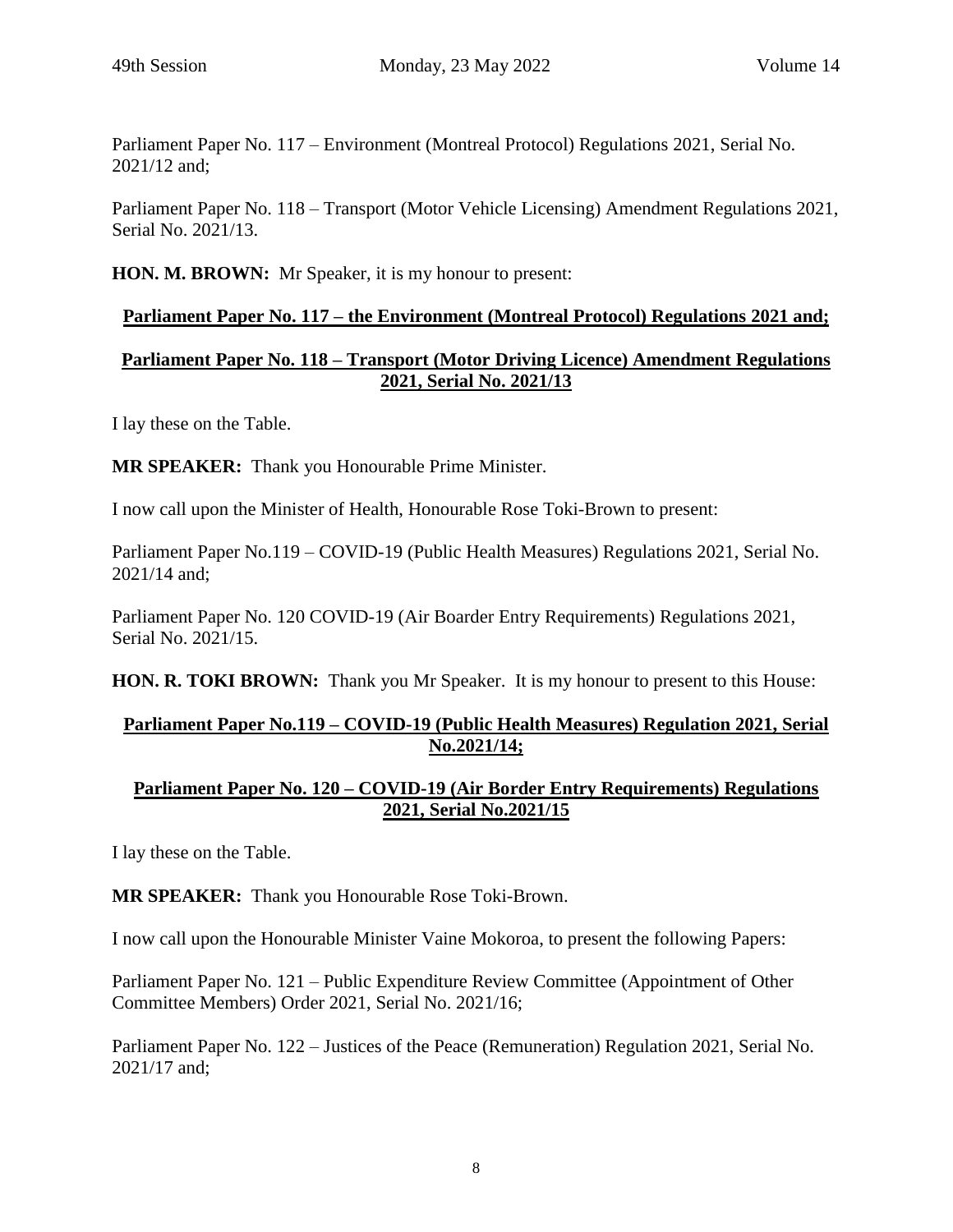Parliament Paper No. 117 – Environment (Montreal Protocol) Regulations 2021, Serial No. 2021/12 and;

Parliament Paper No. 118 – Transport (Motor Vehicle Licensing) Amendment Regulations 2021, Serial No. 2021/13.

**HON. M. BROWN:** Mr Speaker, it is my honour to present:

**Parliament Paper No. 117 – the Environment (Montreal Protocol) Regulations 2021 and;**

**Parliament Paper No. 118 – Transport (Motor Driving Licence) Amendment Regulations 2021, Serial No. 2021/13**

I lay these on the Table.

**MR SPEAKER:** Thank you Honourable Prime Minister.

I now call upon the Minister of Health, Honourable Rose Toki-Brown to present:

Parliament Paper No.119 – COVID-19 (Public Health Measures) Regulations 2021, Serial No. 2021/14 and;

Parliament Paper No. 120 COVID-19 (Air Boarder Entry Requirements) Regulations 2021, Serial No. 2021/15.

**HON. R. TOKI BROWN:** Thank you Mr Speaker. It is my honour to present to this House:

**Parliament Paper No.119 – COVID-19 (Public Health Measures) Regulation 2021, Serial No.2021/14;**

**Parliament Paper No. 120 – COVID-19 (Air Border Entry Requirements) Regulations 2021, Serial No.2021/15**

I lay these on the Table.

**MR SPEAKER:** Thank you Honourable Rose Toki-Brown.

I now call upon the Honourable Minister Vaine Mokoroa, to present the following Papers:

Parliament Paper No. 121 – Public Expenditure Review Committee (Appointment of Other Committee Members) Order 2021, Serial No. 2021/16;

Parliament Paper No. 122 – Justices of the Peace (Remuneration) Regulation 2021, Serial No. 2021/17 and;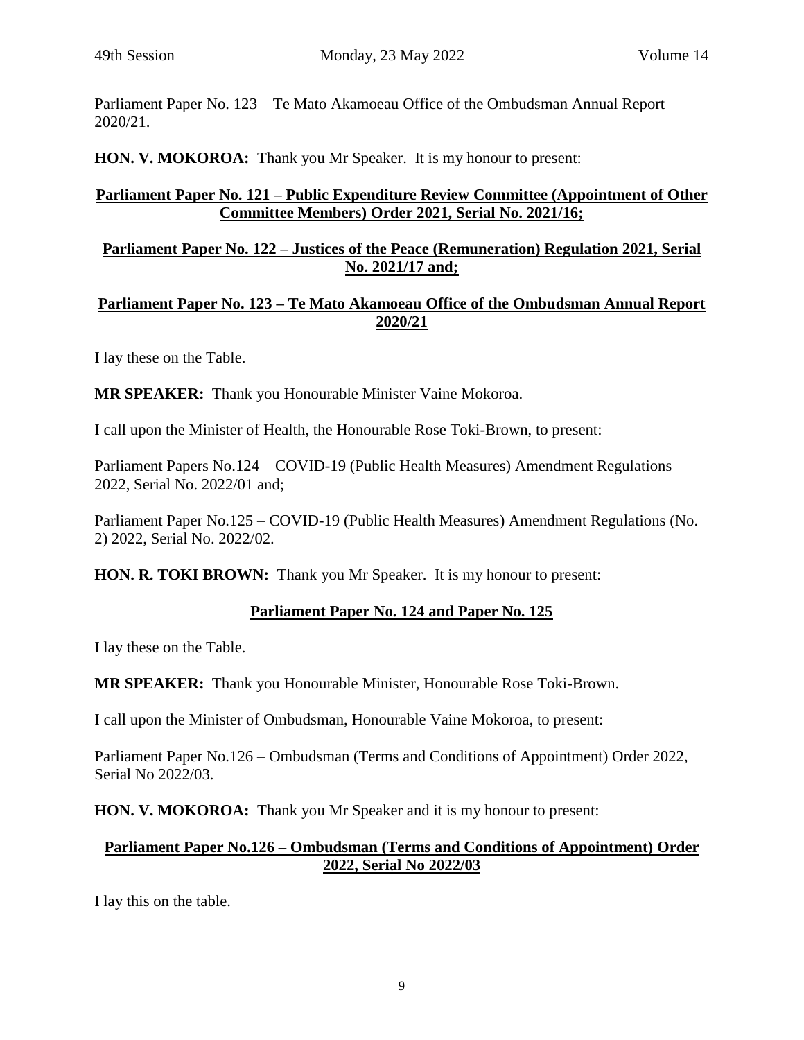Parliament Paper No. 123 – Te Mato Akamoeau Office of the Ombudsman Annual Report 2020/21.

**HON. V. MOKOROA:** Thank you Mr Speaker. It is my honour to present:

**<u>Parliament Paper No. 121 – Public Expenditure Review Committee (Appointment of Other Committee Members) Order 2021, Serial No. 2021/16;</u>**

**<u>Parliament Paper No. 122 – Justices of the Peace (Remuneration) Regulation 2021, Serial No. 2021/17 and;</u>**

**<u>Parliament Paper No. 123 – Te Mato Akamoeau Office of the Ombudsman Annual Report 2020/21</u>**

I lay these on the Table.

**MR SPEAKER:** Thank you Honourable Minister Vaine Mokoroa.

I call upon the Minister of Health, the Honourable Rose Toki-Brown, to present:

Parliament Papers No.124 – COVID-19 (Public Health Measures) Amendment Regulations 2022, Serial No. 2022/01 and;

Parliament Paper No.125 – COVID-19 (Public Health Measures) Amendment Regulations (No. 2) 2022, Serial No. 2022/02.

**HON. R. TOKI BROWN:** Thank you Mr Speaker. It is my honour to present:

**<u>Parliament Paper No. 124 and Paper No. 125</u>**

I lay these on the Table.

**MR SPEAKER:** Thank you Honourable Minister, Honourable Rose Toki-Brown.

I call upon the Minister of Ombudsman, Honourable Vaine Mokoroa, to present:

Parliament Paper No.126 – Ombudsman (Terms and Conditions of Appointment) Order 2022, Serial No 2022/03.

**HON. V. MOKOROA:** Thank you Mr Speaker and it is my honour to present:

**<u>Parliament Paper No.126 – Ombudsman (Terms and Conditions of Appointment) Order 2022, Serial No 2022/03</u>**

I lay this on the table.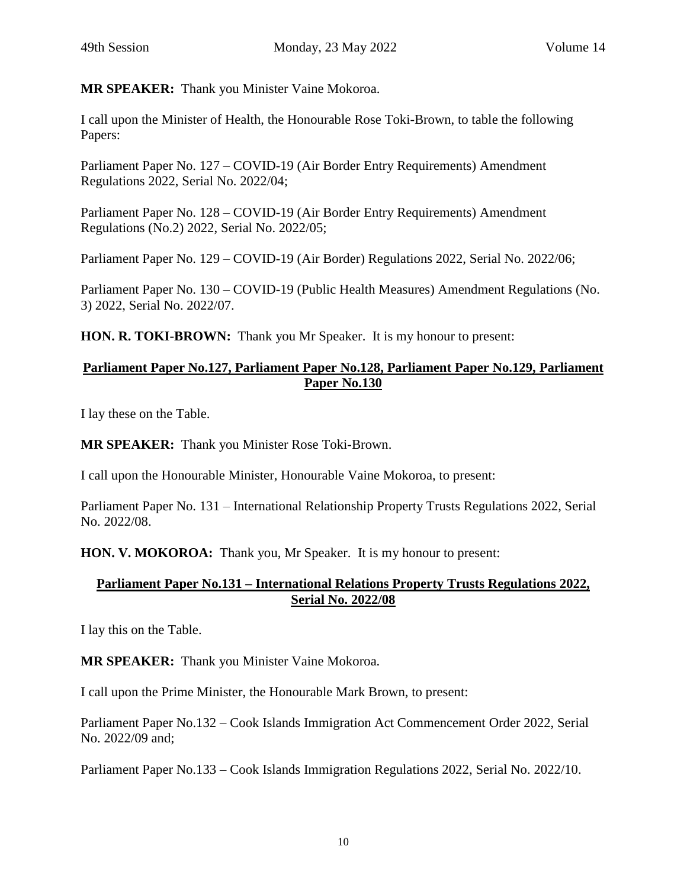**MR SPEAKER:** Thank you Minister Vaine Mokoroa.

I call upon the Minister of Health, the Honourable Rose Toki-Brown, to table the following Papers:

Parliament Paper No. 127 – COVID-19 (Air Border Entry Requirements) Amendment Regulations 2022, Serial No. 2022/04;

Parliament Paper No. 128 – COVID-19 (Air Border Entry Requirements) Amendment Regulations (No.2) 2022, Serial No. 2022/05;

Parliament Paper No. 129 – COVID-19 (Air Border) Regulations 2022, Serial No. 2022/06;

Parliament Paper No. 130 – COVID-19 (Public Health Measures) Amendment Regulations (No. 3) 2022, Serial No. 2022/07.

**HON. R. TOKI-BROWN:** Thank you Mr Speaker. It is my honour to present:

**<u>Parliament Paper No.127, Parliament Paper No.128, Parliament Paper No.129, Parliament Paper No.130</u>**

I lay these on the Table.

**MR SPEAKER:** Thank you Minister Rose Toki-Brown.

I call upon the Honourable Minister, Honourable Vaine Mokoroa, to present:

Parliament Paper No. 131 – International Relationship Property Trusts Regulations 2022, Serial No. 2022/08.

**HON. V. MOKOROA:** Thank you, Mr Speaker. It is my honour to present:

**<u>Parliament Paper No.131 – International Relations Property Trusts Regulations 2022, Serial No. 2022/08</u>**

I lay this on the Table.

**MR SPEAKER:** Thank you Minister Vaine Mokoroa.

I call upon the Prime Minister, the Honourable Mark Brown, to present:

Parliament Paper No.132 – Cook Islands Immigration Act Commencement Order 2022, Serial No. 2022/09 and;

Parliament Paper No.133 – Cook Islands Immigration Regulations 2022, Serial No. 2022/10.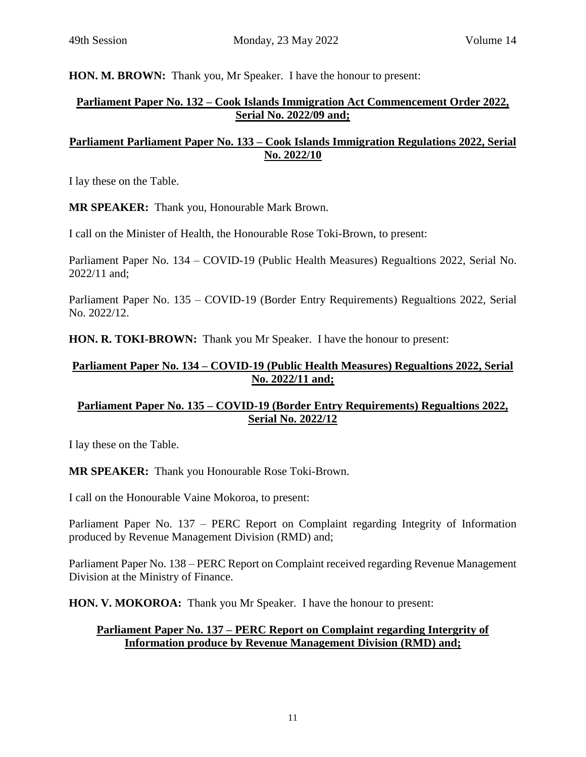**HON. M. BROWN:** Thank you, Mr Speaker. I have the honour to present:

**<u>Parliament Paper No. 132 – Cook Islands Immigration Act Commencement Order 2022, Serial No. 2022/09 and;</u>**

**<u>Parliament Parliament Paper No. 133 – Cook Islands Immigration Regulations 2022, Serial No. 2022/10</u>**

I lay these on the Table.

**MR SPEAKER:** Thank you, Honourable Mark Brown.

I call on the Minister of Health, the Honourable Rose Toki-Brown, to present:

Parliament Paper No. 134 – COVID-19 (Public Health Measures) Regualtions 2022, Serial No. 2022/11 and;

Parliament Paper No. 135 – COVID-19 (Border Entry Requirements) Regualtions 2022, Serial No. 2022/12.

**HON. R. TOKI-BROWN:** Thank you Mr Speaker. I have the honour to present:

**<u>Parliament Paper No. 134 – COVID-19 (Public Health Measures) Regualtions 2022, Serial No. 2022/11 and;</u>**

**<u>Parliament Paper No. 135 – COVID-19 (Border Entry Requirements) Regualtions 2022, Serial No. 2022/12</u>**

I lay these on the Table.

**MR SPEAKER:** Thank you Honourable Rose Toki-Brown.

I call on the Honourable Vaine Mokoroa, to present:

Parliament Paper No. 137 – PERC Report on Complaint regarding Integrity of Information produced by Revenue Management Division (RMD) and;

Parliament Paper No. 138 – PERC Report on Complaint received regarding Revenue Management Division at the Ministry of Finance.

**HON. V. MOKOROA:** Thank you Mr Speaker. I have the honour to present:

**<u>Parliament Paper No. 137 – PERC Report on Complaint regarding Intergrity of Information produce by Revenue Management Division (RMD) and;</u>**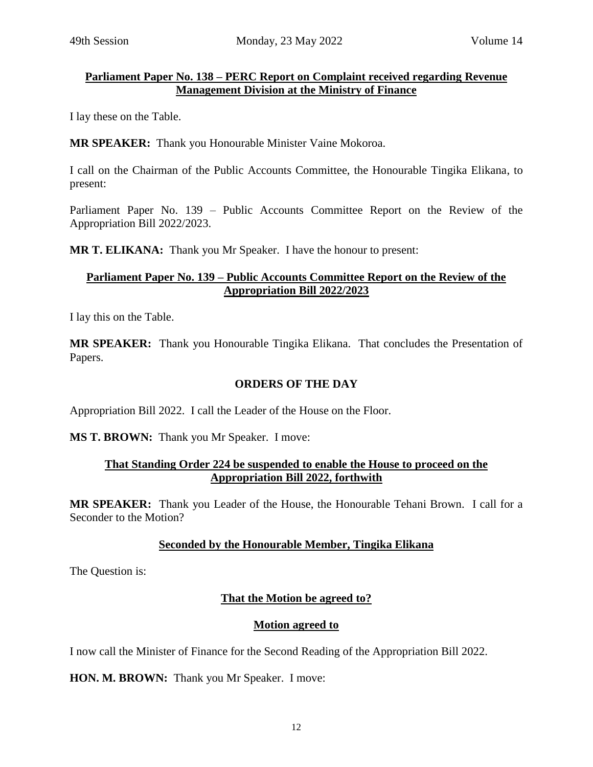**Parliament Paper No. 138 – PERC Report on Complaint received regarding Revenue Management Division at the Ministry of Finance**

I lay these on the Table.

**MR SPEAKER:** Thank you Honourable Minister Vaine Mokoroa.

I call on the Chairman of the Public Accounts Committee, the Honourable Tingika Elikana, to present:

Parliament Paper No. 139 – Public Accounts Committee Report on the Review of the Appropriation Bill 2022/2023.

**MR T. ELIKANA:** Thank you Mr Speaker. I have the honour to present:

**Parliament Paper No. 139 – Public Accounts Committee Report on the Review of the Appropriation Bill 2022/2023**

I lay this on the Table.

**MR SPEAKER:** Thank you Honourable Tingika Elikana. That concludes the Presentation of Papers.

**ORDERS OF THE DAY**

Appropriation Bill 2022. I call the Leader of the House on the Floor.

**MS T. BROWN:** Thank you Mr Speaker. I move:

**That Standing Order 224 be suspended to enable the House to proceed on the Appropriation Bill 2022, forthwith**

**MR SPEAKER:** Thank you Leader of the House, the Honourable Tehani Brown. I call for a Seconder to the Motion?

**Seconded by the Honourable Member, Tingika Elikana**

The Question is:

**That the Motion be agreed to?**

**Motion agreed to**

I now call the Minister of Finance for the Second Reading of the Appropriation Bill 2022.

**HON. M. BROWN:** Thank you Mr Speaker. I move: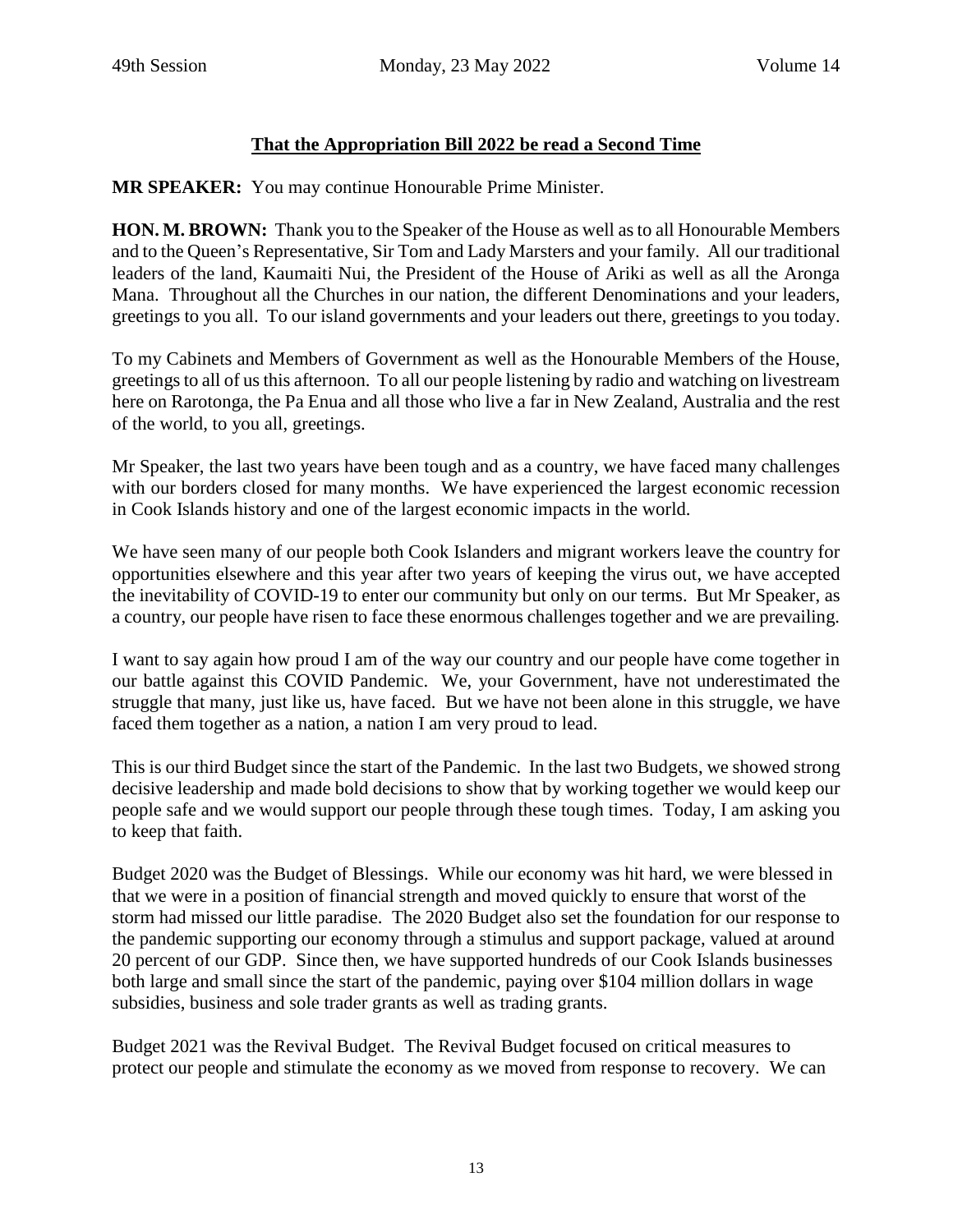## **That the Appropriation Bill 2022 be read a Second Time**

**MR SPEAKER:** You may continue Honourable Prime Minister.

**HON. M. BROWN:** Thank you to the Speaker of the House as well as to all Honourable Members and to the Queen's Representative, Sir Tom and Lady Marsters and your family. All our traditional leaders of the land, Kaumaiti Nui, the President of the House of Ariki as well as all the Aronga Mana. Throughout all the Churches in our nation, the different Denominations and your leaders, greetings to you all. To our island governments and your leaders out there, greetings to you today.

To my Cabinets and Members of Government as well as the Honourable Members of the House, greetings to all of us this afternoon. To all our people listening by radio and watching on livestream here on Rarotonga, the Pa Enua and all those who live a far in New Zealand, Australia and the rest of the world, to you all, greetings.

Mr Speaker, the last two years have been tough and as a country, we have faced many challenges with our borders closed for many months. We have experienced the largest economic recession in Cook Islands history and one of the largest economic impacts in the world.

We have seen many of our people both Cook Islanders and migrant workers leave the country for opportunities elsewhere and this year after two years of keeping the virus out, we have accepted the inevitability of COVID-19 to enter our community but only on our terms. But Mr Speaker, as a country, our people have risen to face these enormous challenges together and we are prevailing.

I want to say again how proud I am of the way our country and our people have come together in our battle against this COVID Pandemic. We, your Government, have not underestimated the struggle that many, just like us, have faced. But we have not been alone in this struggle, we have faced them together as a nation, a nation I am very proud to lead.

This is our third Budget since the start of the Pandemic. In the last two Budgets, we showed strong decisive leadership and made bold decisions to show that by working together we would keep our people safe and we would support our people through these tough times. Today, I am asking you to keep that faith.

Budget 2020 was the Budget of Blessings. While our economy was hit hard, we were blessed in that we were in a position of financial strength and moved quickly to ensure that worst of the storm had missed our little paradise. The 2020 Budget also set the foundation for our response to the pandemic supporting our economy through a stimulus and support package, valued at around 20 percent of our GDP. Since then, we have supported hundreds of our Cook Islands businesses both large and small since the start of the pandemic, paying over $104 million dollars in wage subsidies, business and sole trader grants as well as trading grants.

Budget 2021 was the Revival Budget. The Revival Budget focused on critical measures to protect our people and stimulate the economy as we moved from response to recovery. We can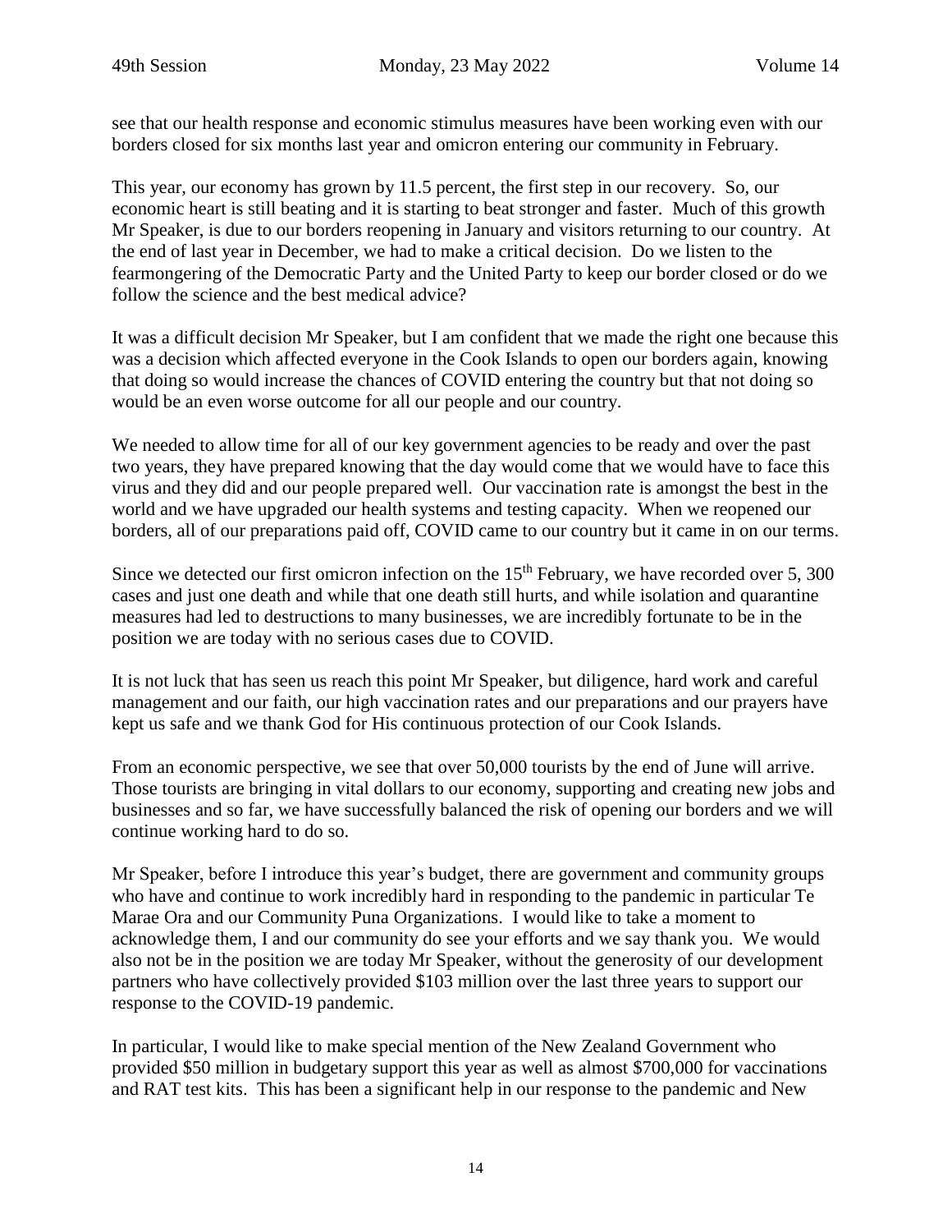see that our health response and economic stimulus measures have been working even with our borders closed for six months last year and omicron entering our community in February.

This year, our economy has grown by 11.5 percent, the first step in our recovery. So, our economic heart is still beating and it is starting to beat stronger and faster. Much of this growth Mr Speaker, is due to our borders reopening in January and visitors returning to our country. At the end of last year in December, we had to make a critical decision. Do we listen to the fearmongering of the Democratic Party and the United Party to keep our border closed or do we follow the science and the best medical advice?

It was a difficult decision Mr Speaker, but I am confident that we made the right one because this was a decision which affected everyone in the Cook Islands to open our borders again, knowing that doing so would increase the chances of COVID entering the country but that not doing so would be an even worse outcome for all our people and our country.

We needed to allow time for all of our key government agencies to be ready and over the past two years, they have prepared knowing that the day would come that we would have to face this virus and they did and our people prepared well. Our vaccination rate is amongst the best in the world and we have upgraded our health systems and testing capacity. When we reopened our borders, all of our preparations paid off, COVID came to our country but it came in on our terms.

Since we detected our first omicron infection on the 15th February, we have recorded over 5, 300 cases and just one death and while that one death still hurts, and while isolation and quarantine measures had led to destructions to many businesses, we are incredibly fortunate to be in the position we are today with no serious cases due to COVID.

It is not luck that has seen us reach this point Mr Speaker, but diligence, hard work and careful management and our faith, our high vaccination rates and our preparations and our prayers have kept us safe and we thank God for His continuous protection of our Cook Islands.

From an economic perspective, we see that over 50,000 tourists by the end of June will arrive. Those tourists are bringing in vital dollars to our economy, supporting and creating new jobs and businesses and so far, we have successfully balanced the risk of opening our borders and we will continue working hard to do so.

Mr Speaker, before I introduce this year's budget, there are government and community groups who have and continue to work incredibly hard in responding to the pandemic in particular Te Marae Ora and our Community Puna Organizations. I would like to take a moment to acknowledge them, I and our community do see your efforts and we say thank you. We would also not be in the position we are today Mr Speaker, without the generosity of our development partners who have collectively provided $103 million over the last three years to support our response to the COVID-19 pandemic.

In particular, I would like to make special mention of the New Zealand Government who provided $50 million in budgetary support this year as well as almost $700,000 for vaccinations and RAT test kits. This has been a significant help in our response to the pandemic and New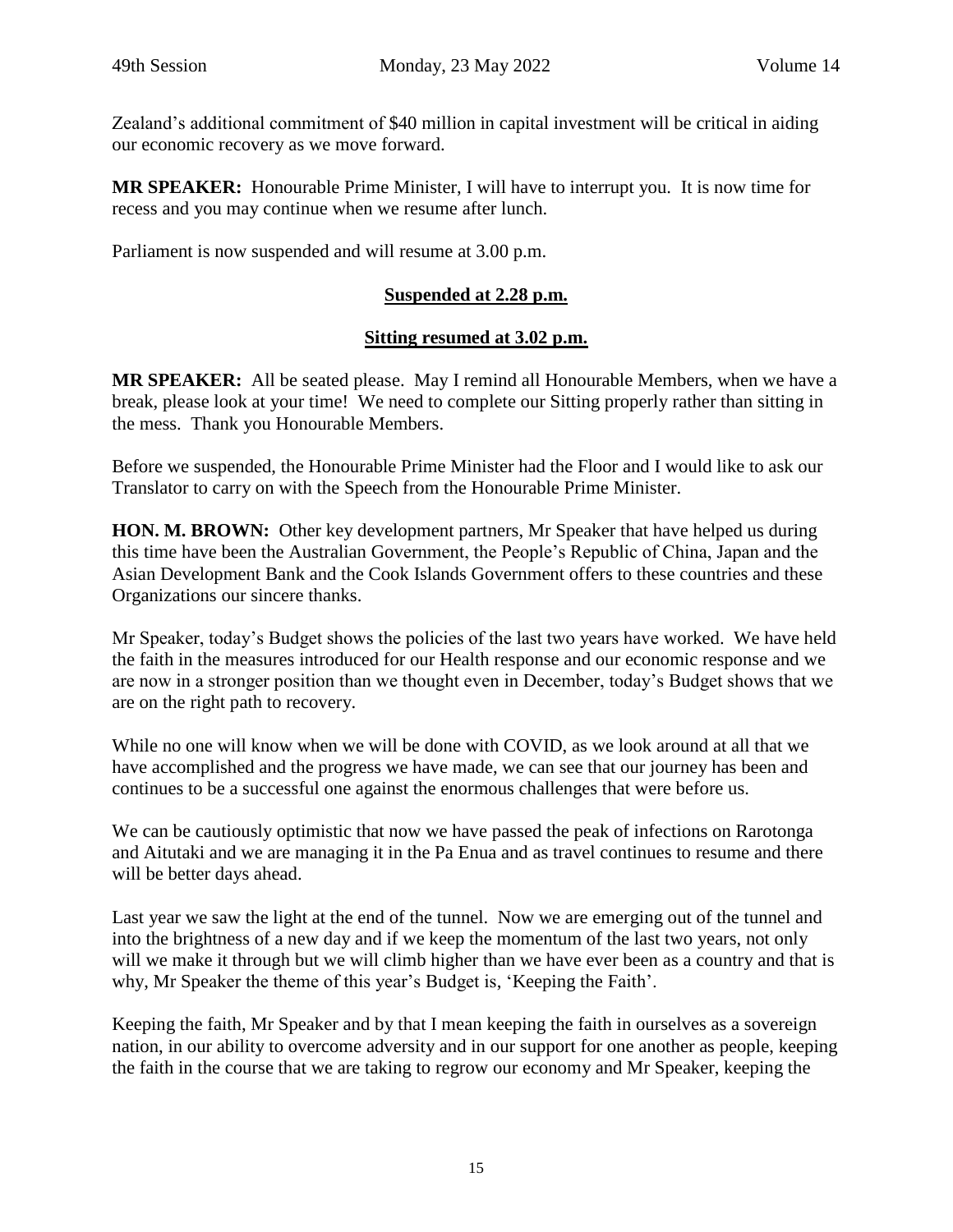Zealand's additional commitment of $40 million in capital investment will be critical in aiding our economic recovery as we move forward.

**MR SPEAKER:** Honourable Prime Minister, I will have to interrupt you. It is now time for recess and you may continue when we resume after lunch.

Parliament is now suspended and will resume at 3.00 p.m.

**Suspended at 2.28 p.m.**

**Sitting resumed at 3.02 p.m.**

**MR SPEAKER:** All be seated please. May I remind all Honourable Members, when we have a break, please look at your time! We need to complete our Sitting properly rather than sitting in the mess. Thank you Honourable Members.

Before we suspended, the Honourable Prime Minister had the Floor and I would like to ask our Translator to carry on with the Speech from the Honourable Prime Minister.

**HON. M. BROWN:** Other key development partners, Mr Speaker that have helped us during this time have been the Australian Government, the People's Republic of China, Japan and the Asian Development Bank and the Cook Islands Government offers to these countries and these Organizations our sincere thanks.

Mr Speaker, today's Budget shows the policies of the last two years have worked. We have held the faith in the measures introduced for our Health response and our economic response and we are now in a stronger position than we thought even in December, today's Budget shows that we are on the right path to recovery.

While no one will know when we will be done with COVID, as we look around at all that we have accomplished and the progress we have made, we can see that our journey has been and continues to be a successful one against the enormous challenges that were before us.

We can be cautiously optimistic that now we have passed the peak of infections on Rarotonga and Aitutaki and we are managing it in the Pa Enua and as travel continues to resume and there will be better days ahead.

Last year we saw the light at the end of the tunnel. Now we are emerging out of the tunnel and into the brightness of a new day and if we keep the momentum of the last two years, not only will we make it through but we will climb higher than we have ever been as a country and that is why, Mr Speaker the theme of this year's Budget is, 'Keeping the Faith'.

Keeping the faith, Mr Speaker and by that I mean keeping the faith in ourselves as a sovereign nation, in our ability to overcome adversity and in our support for one another as people, keeping the faith in the course that we are taking to regrow our economy and Mr Speaker, keeping the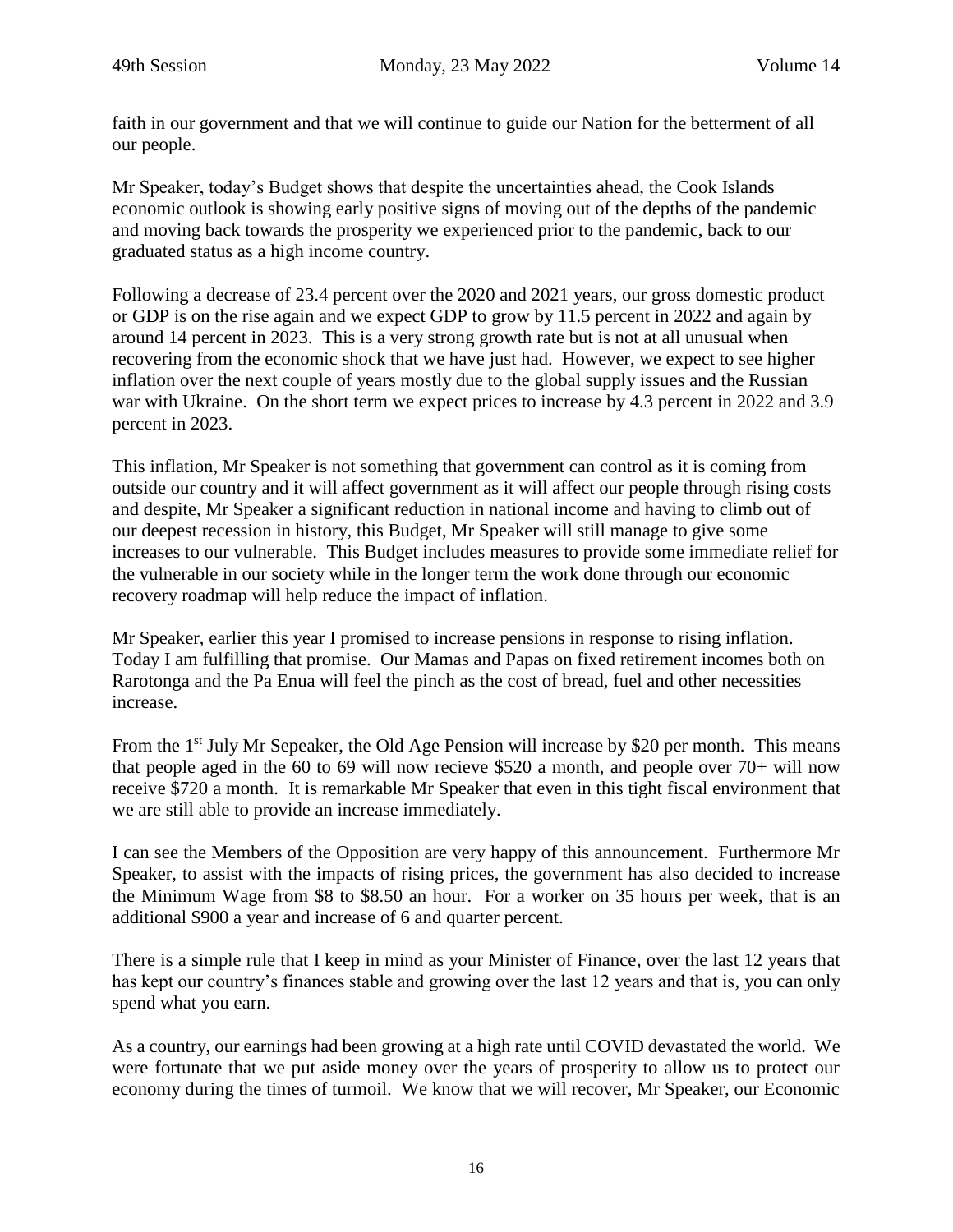faith in our government and that we will continue to guide our Nation for the betterment of all our people.

Mr Speaker, today's Budget shows that despite the uncertainties ahead, the Cook Islands economic outlook is showing early positive signs of moving out of the depths of the pandemic and moving back towards the prosperity we experienced prior to the pandemic, back to our graduated status as a high income country.

Following a decrease of 23.4 percent over the 2020 and 2021 years, our gross domestic product or GDP is on the rise again and we expect GDP to grow by 11.5 percent in 2022 and again by around 14 percent in 2023. This is a very strong growth rate but is not at all unusual when recovering from the economic shock that we have just had. However, we expect to see higher inflation over the next couple of years mostly due to the global supply issues and the Russian war with Ukraine. On the short term we expect prices to increase by 4.3 percent in 2022 and 3.9 percent in 2023.

This inflation, Mr Speaker is not something that government can control as it is coming from outside our country and it will affect government as it will affect our people through rising costs and despite, Mr Speaker a significant reduction in national income and having to climb out of our deepest recession in history, this Budget, Mr Speaker will still manage to give some increases to our vulnerable. This Budget includes measures to provide some immediate relief for the vulnerable in our society while in the longer term the work done through our economic recovery roadmap will help reduce the impact of inflation.

Mr Speaker, earlier this year I promised to increase pensions in response to rising inflation. Today I am fulfilling that promise. Our Mamas and Papas on fixed retirement incomes both on Rarotonga and the Pa Enua will feel the pinch as the cost of bread, fuel and other necessities increase.

From the 1st July Mr Sepeaker, the Old Age Pension will increase by $20 per month. This means that people aged in the 60 to 69 will now recieve $520 a month, and people over 70+ will now receive $720 a month. It is remarkable Mr Speaker that even in this tight fiscal environment that we are still able to provide an increase immediately.

I can see the Members of the Opposition are very happy of this announcement. Furthermore Mr Speaker, to assist with the impacts of rising prices, the government has also decided to increase the Minimum Wage from $8 to $8.50 an hour. For a worker on 35 hours per week, that is an additional $900 a year and increase of 6 and quarter percent.

There is a simple rule that I keep in mind as your Minister of Finance, over the last 12 years that has kept our country's finances stable and growing over the last 12 years and that is, you can only spend what you earn.

As a country, our earnings had been growing at a high rate until COVID devastated the world. We were fortunate that we put aside money over the years of prosperity to allow us to protect our economy during the times of turmoil. We know that we will recover, Mr Speaker, our Economic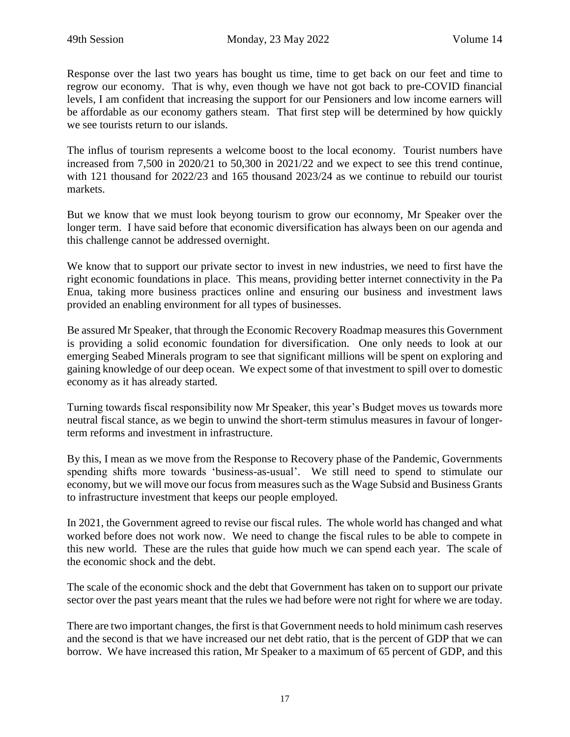Response over the last two years has bought us time, time to get back on our feet and time to regrow our economy. That is why, even though we have not got back to pre-COVID financial levels, I am confident that increasing the support for our Pensioners and low income earners will be affordable as our economy gathers steam. That first step will be determined by how quickly we see tourists return to our islands.

The influs of tourism represents a welcome boost to the local economy. Tourist numbers have increased from 7,500 in 2020/21 to 50,300 in 2021/22 and we expect to see this trend continue, with 121 thousand for 2022/23 and 165 thousand 2023/24 as we continue to rebuild our tourist markets.

But we know that we must look beyong tourism to grow our econnomy, Mr Speaker over the longer term. I have said before that economic diversification has always been on our agenda and this challenge cannot be addressed overnight.

We know that to support our private sector to invest in new industries, we need to first have the right economic foundations in place. This means, providing better internet connectivity in the Pa Enua, taking more business practices online and ensuring our business and investment laws provided an enabling environment for all types of businesses.

Be assured Mr Speaker, that through the Economic Recovery Roadmap measures this Government is providing a solid economic foundation for diversification. One only needs to look at our emerging Seabed Minerals program to see that significant millions will be spent on exploring and gaining knowledge of our deep ocean. We expect some of that investment to spill over to domestic economy as it has already started.

Turning towards fiscal responsibility now Mr Speaker, this year's Budget moves us towards more neutral fiscal stance, as we begin to unwind the short-term stimulus measures in favour of longer-term reforms and investment in infrastructure.

By this, I mean as we move from the Response to Recovery phase of the Pandemic, Governments spending shifts more towards 'business-as-usual'. We still need to spend to stimulate our economy, but we will move our focus from measures such as the Wage Subsid and Business Grants to infrastructure investment that keeps our people employed.

In 2021, the Government agreed to revise our fiscal rules. The whole world has changed and what worked before does not work now. We need to change the fiscal rules to be able to compete in this new world. These are the rules that guide how much we can spend each year. The scale of the economic shock and the debt.

The scale of the economic shock and the debt that Government has taken on to support our private sector over the past years meant that the rules we had before were not right for where we are today.

There are two important changes, the first is that Government needs to hold minimum cash reserves and the second is that we have increased our net debt ratio, that is the percent of GDP that we can borrow. We have increased this ration, Mr Speaker to a maximum of 65 percent of GDP, and this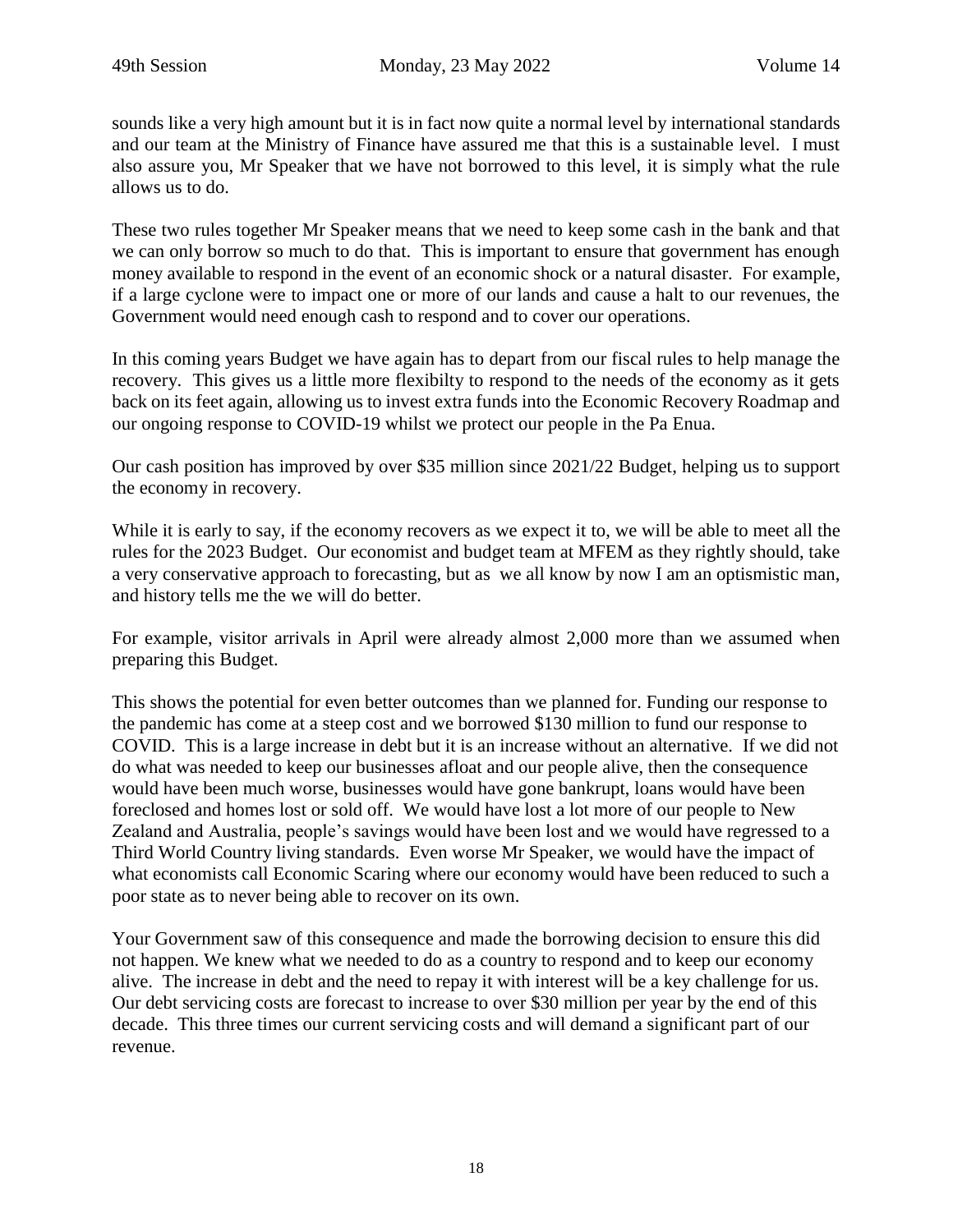sounds like a very high amount but it is in fact now quite a normal level by international standards and our team at the Ministry of Finance have assured me that this is a sustainable level. I must also assure you, Mr Speaker that we have not borrowed to this level, it is simply what the rule allows us to do.

These two rules together Mr Speaker means that we need to keep some cash in the bank and that we can only borrow so much to do that. This is important to ensure that government has enough money available to respond in the event of an economic shock or a natural disaster. For example, if a large cyclone were to impact one or more of our lands and cause a halt to our revenues, the Government would need enough cash to respond and to cover our operations.

In this coming years Budget we have again has to depart from our fiscal rules to help manage the recovery. This gives us a little more flexibilty to respond to the needs of the economy as it gets back on its feet again, allowing us to invest extra funds into the Economic Recovery Roadmap and our ongoing response to COVID-19 whilst we protect our people in the Pa Enua.

Our cash position has improved by over $35 million since 2021/22 Budget, helping us to support the economy in recovery.

While it is early to say, if the economy recovers as we expect it to, we will be able to meet all the rules for the 2023 Budget. Our economist and budget team at MFEM as they rightly should, take a very conservative approach to forecasting, but as we all know by now I am an optismistic man, and history tells me the we will do better.

For example, visitor arrivals in April were already almost 2,000 more than we assumed when preparing this Budget.

This shows the potential for even better outcomes than we planned for. Funding our response to the pandemic has come at a steep cost and we borrowed $130 million to fund our response to COVID. This is a large increase in debt but it is an increase without an alternative. If we did not do what was needed to keep our businesses afloat and our people alive, then the consequence would have been much worse, businesses would have gone bankrupt, loans would have been foreclosed and homes lost or sold off. We would have lost a lot more of our people to New Zealand and Australia, people's savings would have been lost and we would have regressed to a Third World Country living standards. Even worse Mr Speaker, we would have the impact of what economists call Economic Scaring where our economy would have been reduced to such a poor state as to never being able to recover on its own.

Your Government saw of this consequence and made the borrowing decision to ensure this did not happen. We knew what we needed to do as a country to respond and to keep our economy alive. The increase in debt and the need to repay it with interest will be a key challenge for us. Our debt servicing costs are forecast to increase to over $30 million per year by the end of this decade. This three times our current servicing costs and will demand a significant part of our revenue.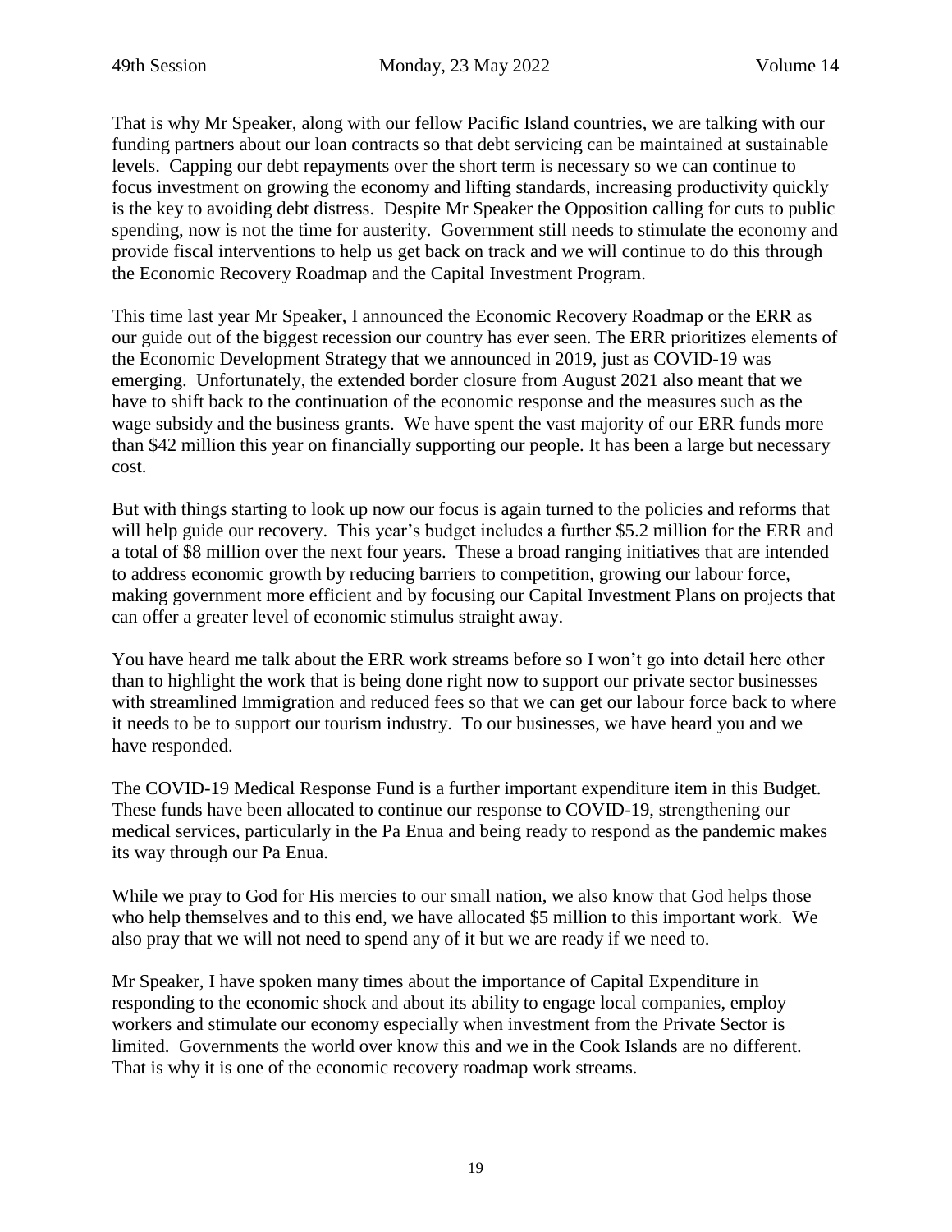That is why Mr Speaker, along with our fellow Pacific Island countries, we are talking with our funding partners about our loan contracts so that debt servicing can be maintained at sustainable levels. Capping our debt repayments over the short term is necessary so we can continue to focus investment on growing the economy and lifting standards, increasing productivity quickly is the key to avoiding debt distress. Despite Mr Speaker the Opposition calling for cuts to public spending, now is not the time for austerity. Government still needs to stimulate the economy and provide fiscal interventions to help us get back on track and we will continue to do this through the Economic Recovery Roadmap and the Capital Investment Program.

This time last year Mr Speaker, I announced the Economic Recovery Roadmap or the ERR as our guide out of the biggest recession our country has ever seen. The ERR prioritizes elements of the Economic Development Strategy that we announced in 2019, just as COVID-19 was emerging. Unfortunately, the extended border closure from August 2021 also meant that we have to shift back to the continuation of the economic response and the measures such as the wage subsidy and the business grants. We have spent the vast majority of our ERR funds more than $42 million this year on financially supporting our people. It has been a large but necessary cost.

But with things starting to look up now our focus is again turned to the policies and reforms that will help guide our recovery. This year's budget includes a further $5.2 million for the ERR and a total of $8 million over the next four years. These a broad ranging initiatives that are intended to address economic growth by reducing barriers to competition, growing our labour force, making government more efficient and by focusing our Capital Investment Plans on projects that can offer a greater level of economic stimulus straight away.

You have heard me talk about the ERR work streams before so I won't go into detail here other than to highlight the work that is being done right now to support our private sector businesses with streamlined Immigration and reduced fees so that we can get our labour force back to where it needs to be to support our tourism industry. To our businesses, we have heard you and we have responded.

The COVID-19 Medical Response Fund is a further important expenditure item in this Budget. These funds have been allocated to continue our response to COVID-19, strengthening our medical services, particularly in the Pa Enua and being ready to respond as the pandemic makes its way through our Pa Enua.

While we pray to God for His mercies to our small nation, we also know that God helps those who help themselves and to this end, we have allocated $5 million to this important work. We also pray that we will not need to spend any of it but we are ready if we need to.

Mr Speaker, I have spoken many times about the importance of Capital Expenditure in responding to the economic shock and about its ability to engage local companies, employ workers and stimulate our economy especially when investment from the Private Sector is limited. Governments the world over know this and we in the Cook Islands are no different. That is why it is one of the economic recovery roadmap work streams.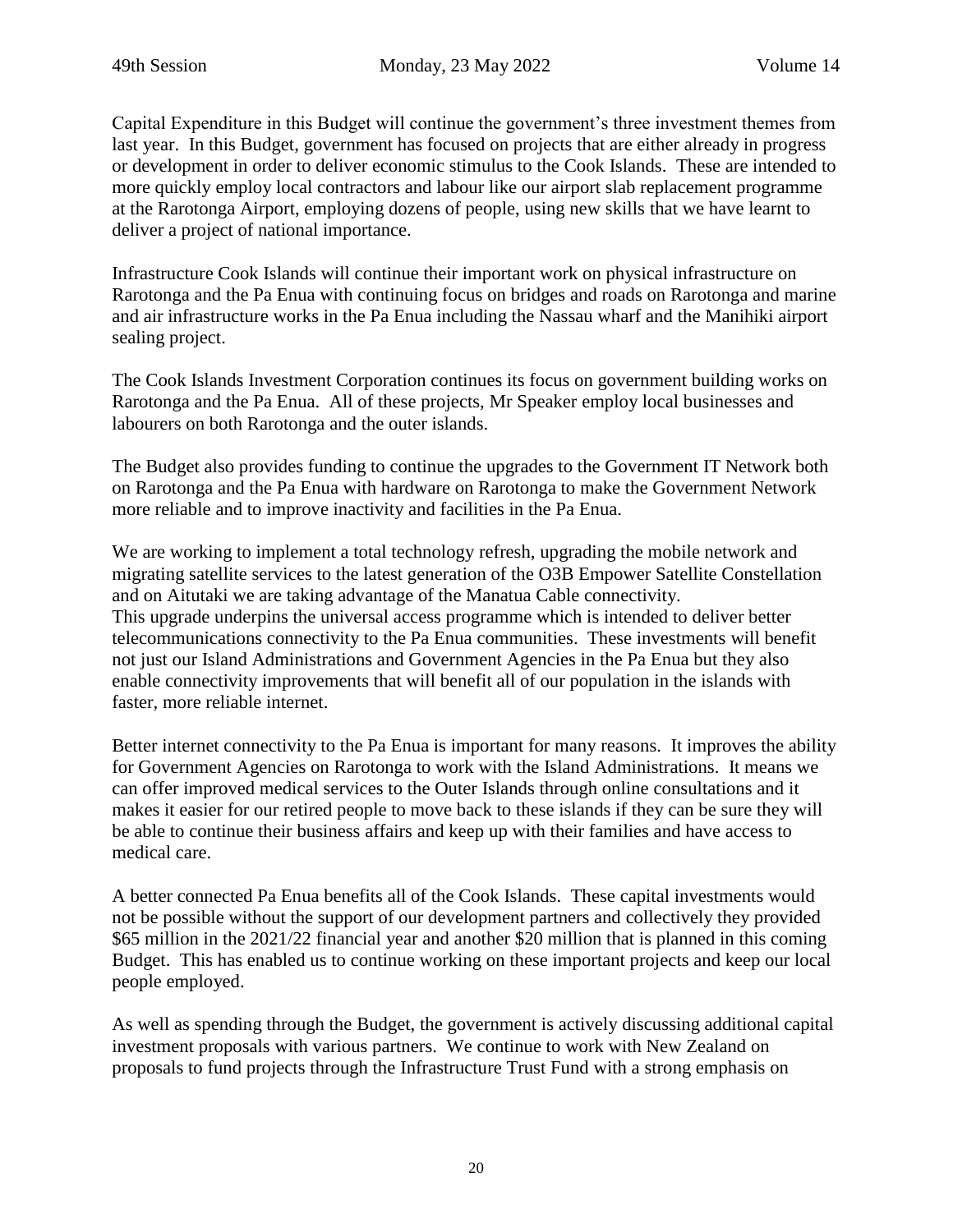Capital Expenditure in this Budget will continue the government's three investment themes from last year. In this Budget, government has focused on projects that are either already in progress or development in order to deliver economic stimulus to the Cook Islands. These are intended to more quickly employ local contractors and labour like our airport slab replacement programme at the Rarotonga Airport, employing dozens of people, using new skills that we have learnt to deliver a project of national importance.

Infrastructure Cook Islands will continue their important work on physical infrastructure on Rarotonga and the Pa Enua with continuing focus on bridges and roads on Rarotonga and marine and air infrastructure works in the Pa Enua including the Nassau wharf and the Manihiki airport sealing project.

The Cook Islands Investment Corporation continues its focus on government building works on Rarotonga and the Pa Enua. All of these projects, Mr Speaker employ local businesses and labourers on both Rarotonga and the outer islands.

The Budget also provides funding to continue the upgrades to the Government IT Network both on Rarotonga and the Pa Enua with hardware on Rarotonga to make the Government Network more reliable and to improve inactivity and facilities in the Pa Enua.

We are working to implement a total technology refresh, upgrading the mobile network and migrating satellite services to the latest generation of the O3B Empower Satellite Constellation and on Aitutaki we are taking advantage of the Manatua Cable connectivity.
This upgrade underpins the universal access programme which is intended to deliver better telecommunications connectivity to the Pa Enua communities. These investments will benefit not just our Island Administrations and Government Agencies in the Pa Enua but they also enable connectivity improvements that will benefit all of our population in the islands with faster, more reliable internet.

Better internet connectivity to the Pa Enua is important for many reasons. It improves the ability for Government Agencies on Rarotonga to work with the Island Administrations. It means we can offer improved medical services to the Outer Islands through online consultations and it makes it easier for our retired people to move back to these islands if they can be sure they will be able to continue their business affairs and keep up with their families and have access to medical care.

A better connected Pa Enua benefits all of the Cook Islands. These capital investments would not be possible without the support of our development partners and collectively they provided $65 million in the 2021/22 financial year and another $20 million that is planned in this coming Budget. This has enabled us to continue working on these important projects and keep our local people employed.

As well as spending through the Budget, the government is actively discussing additional capital investment proposals with various partners. We continue to work with New Zealand on proposals to fund projects through the Infrastructure Trust Fund with a strong emphasis on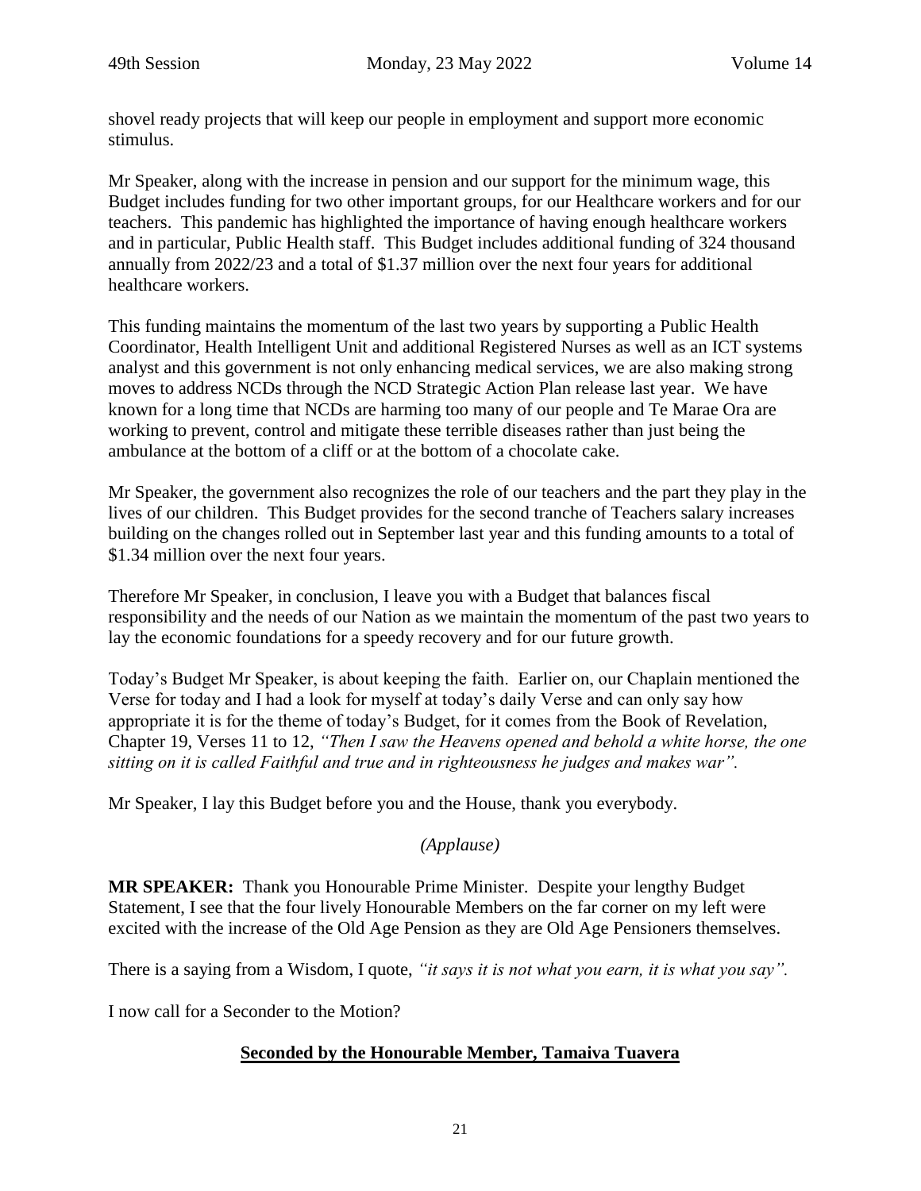shovel ready projects that will keep our people in employment and support more economic stimulus.

Mr Speaker, along with the increase in pension and our support for the minimum wage, this Budget includes funding for two other important groups, for our Healthcare workers and for our teachers. This pandemic has highlighted the importance of having enough healthcare workers and in particular, Public Health staff. This Budget includes additional funding of 324 thousand annually from 2022/23 and a total of $1.37 million over the next four years for additional healthcare workers.

This funding maintains the momentum of the last two years by supporting a Public Health Coordinator, Health Intelligent Unit and additional Registered Nurses as well as an ICT systems analyst and this government is not only enhancing medical services, we are also making strong moves to address NCDs through the NCD Strategic Action Plan release last year. We have known for a long time that NCDs are harming too many of our people and Te Marae Ora are working to prevent, control and mitigate these terrible diseases rather than just being the ambulance at the bottom of a cliff or at the bottom of a chocolate cake.

Mr Speaker, the government also recognizes the role of our teachers and the part they play in the lives of our children. This Budget provides for the second tranche of Teachers salary increases building on the changes rolled out in September last year and this funding amounts to a total of $1.34 million over the next four years.

Therefore Mr Speaker, in conclusion, I leave you with a Budget that balances fiscal responsibility and the needs of our Nation as we maintain the momentum of the past two years to lay the economic foundations for a speedy recovery and for our future growth.

Today's Budget Mr Speaker, is about keeping the faith. Earlier on, our Chaplain mentioned the Verse for today and I had a look for myself at today's daily Verse and can only say how appropriate it is for the theme of today's Budget, for it comes from the Book of Revelation, Chapter 19, Verses 11 to 12, *"Then I saw the Heavens opened and behold a white horse, the one sitting on it is called Faithful and true and in righteousness he judges and makes war".*

Mr Speaker, I lay this Budget before you and the House, thank you everybody.

*(Applause)*

**MR SPEAKER:** Thank you Honourable Prime Minister. Despite your lengthy Budget Statement, I see that the four lively Honourable Members on the far corner on my left were excited with the increase of the Old Age Pension as they are Old Age Pensioners themselves.

There is a saying from a Wisdom, I quote, *"it says it is not what you earn, it is what you say".*

I now call for a Seconder to the Motion?

**Seconded by the Honourable Member, Tamaiva Tuavera**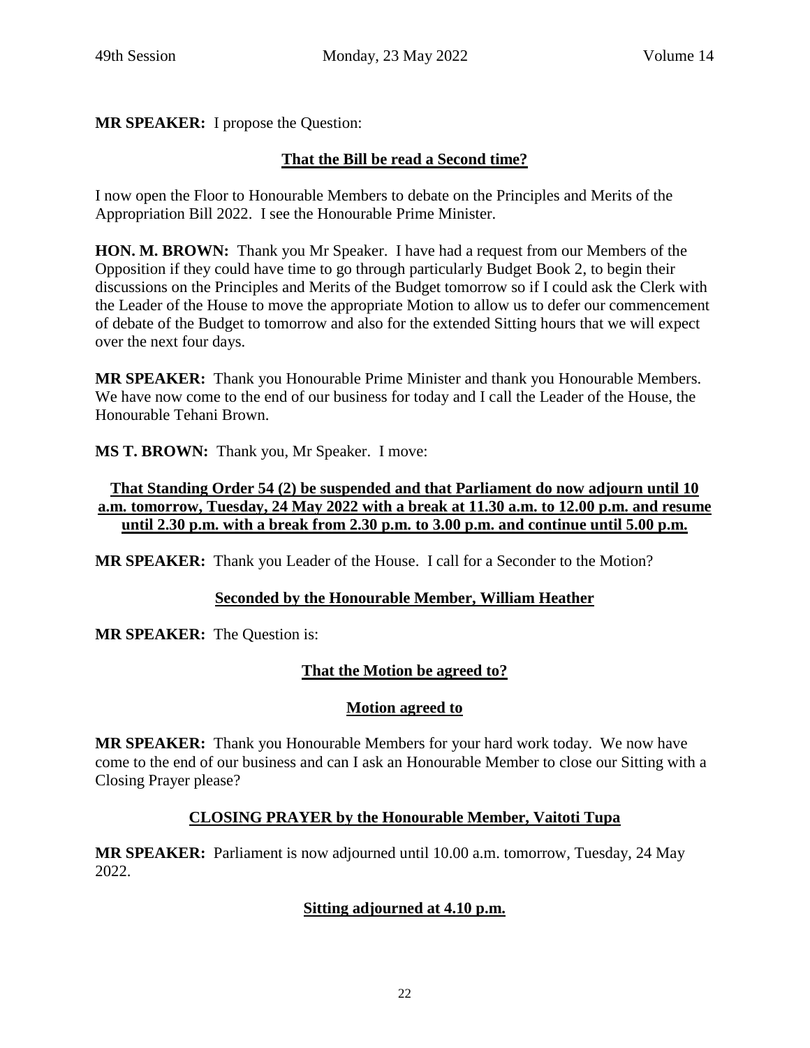**MR SPEAKER:** I propose the Question:

**That the Bill be read a Second time?**

I now open the Floor to Honourable Members to debate on the Principles and Merits of the Appropriation Bill 2022. I see the Honourable Prime Minister.

**HON. M. BROWN:** Thank you Mr Speaker. I have had a request from our Members of the Opposition if they could have time to go through particularly Budget Book 2, to begin their discussions on the Principles and Merits of the Budget tomorrow so if I could ask the Clerk with the Leader of the House to move the appropriate Motion to allow us to defer our commencement of debate of the Budget to tomorrow and also for the extended Sitting hours that we will expect over the next four days.

**MR SPEAKER:** Thank you Honourable Prime Minister and thank you Honourable Members. We have now come to the end of our business for today and I call the Leader of the House, the Honourable Tehani Brown.

**MS T. BROWN:** Thank you, Mr Speaker. I move:

**That Standing Order 54 (2) be suspended and that Parliament do now adjourn until 10 a.m. tomorrow, Tuesday, 24 May 2022 with a break at 11.30 a.m. to 12.00 p.m. and resume until 2.30 p.m. with a break from 2.30 p.m. to 3.00 p.m. and continue until 5.00 p.m.**

**MR SPEAKER:** Thank you Leader of the House. I call for a Seconder to the Motion?

**Seconded by the Honourable Member, William Heather**

**MR SPEAKER:** The Question is:

**That the Motion be agreed to?**

**Motion agreed to**

**MR SPEAKER:** Thank you Honourable Members for your hard work today. We now have come to the end of our business and can I ask an Honourable Member to close our Sitting with a Closing Prayer please?

**CLOSING PRAYER by the Honourable Member, Vaitoti Tupa**

**MR SPEAKER:** Parliament is now adjourned until 10.00 a.m. tomorrow, Tuesday, 24 May 2022.

**Sitting adjourned at 4.10 p.m.**